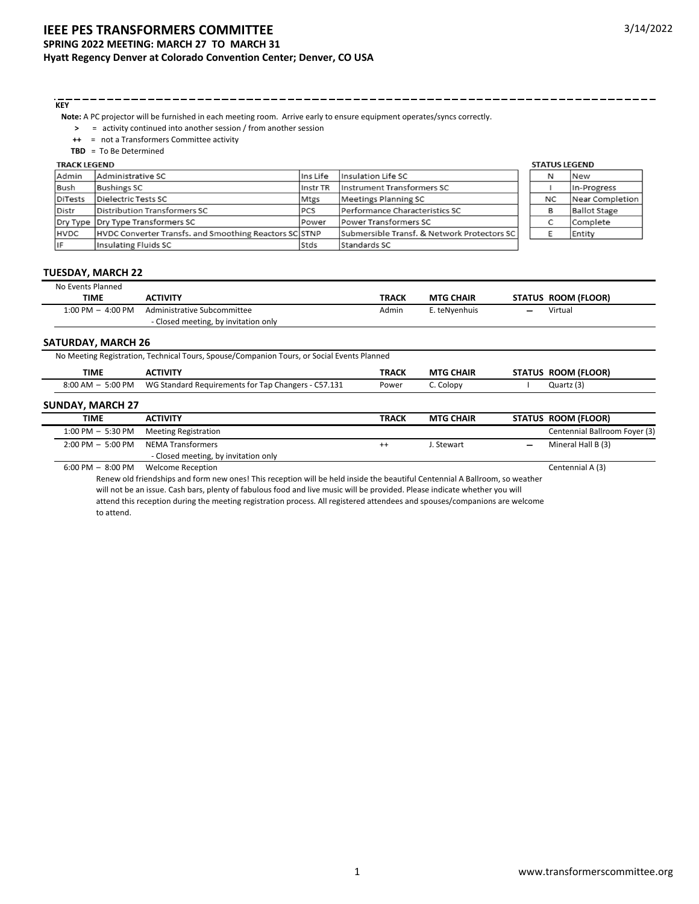# IEEE PES TRANSFORMERS COMMITTEE

**SPRING 2022 MEETING: MARCH 27 TO MARCH 31**

**Hyatt Regency Denver at Colorado Convention Center; Denver, CO USA**

3/14/2022

**KEY**

**Note:** A PC projector will be furnished in each meeting room. Arrive early to ensure equipment operates/syncs correctly.

- **>** = activity continued into another session / from another session
- **++** = not a Transformers Committee activity
- **TBD** = To Be Determined

**TRACK LEGEND**

| | | | |
|---|---|---|---|
| Admin | Administrative SC | Ins Life | Insulation Life SC |
| Bush | Bushings SC | Instr TR | Instrument Transformers SC |
| DiTests | Dielectric Tests SC | Mtgs | Meetings Planning SC |
| Distr | Distribution Transformers SC | PCS | Performance Characteristics SC |
| Dry Type | Dry Type Transformers SC | Power | Power Transformers SC |
| HVDC | HVDC Converter Transfs. and Smoothing Reactors SC | STNP | Submersible Transf. & Network Protectors SC |
| IF | Insulating Fluids SC | Stds | Standards SC |

**STATUS LEGEND**

| | |
|---|---|
| N | New |
| I | In-Progress |
| NC | Near Completion |
| B | Ballot Stage |
| C | Complete |
| E | Entity |

## TUESDAY, MARCH 22

No Events Planned

| TIME | ACTIVITY | TRACK | MTG CHAIR | STATUS | ROOM (FLOOR) |
|---|---|---|---|---|---|
| 1:00 PM – 4:00 PM | Administrative Subcommittee<br>- Closed meeting, by invitation only | Admin | E. teNyenhuis | – | Virtual |

## SATURDAY, MARCH 26

No Meeting Registration, Technical Tours, Spouse/Companion Tours, or Social Events Planned

| TIME | ACTIVITY | TRACK | MTG CHAIR | STATUS | ROOM (FLOOR) |
|---|---|---|---|---|---|
| 8:00 AM – 5:00 PM | WG Standard Requirements for Tap Changers - C57.131 | Power | C. Colopy | I | Quartz (3) |

## SUNDAY, MARCH 27

| TIME | ACTIVITY | TRACK | MTG CHAIR | STATUS | ROOM (FLOOR) |
|---|---|---|---|---|---|
| 1:00 PM – 5:30 PM | Meeting Registration | | | | Centennial Ballroom Foyer (3) |
| 2:00 PM – 5:00 PM | NEMA Transformers<br>- Closed meeting, by invitation only | ++ | J. Stewart | – | Mineral Hall B (3) |
| 6:00 PM – 8:00 PM | Welcome Reception | | | | Centennial A (3) |

Renew old friendships and form new ones! This reception will be held inside the beautiful Centennial A Ballroom, so weather will not be an issue. Cash bars, plenty of fabulous food and live music will be provided. Please indicate whether you will attend this reception during the meeting registration process. All registered attendees and spouses/companions are welcome to attend.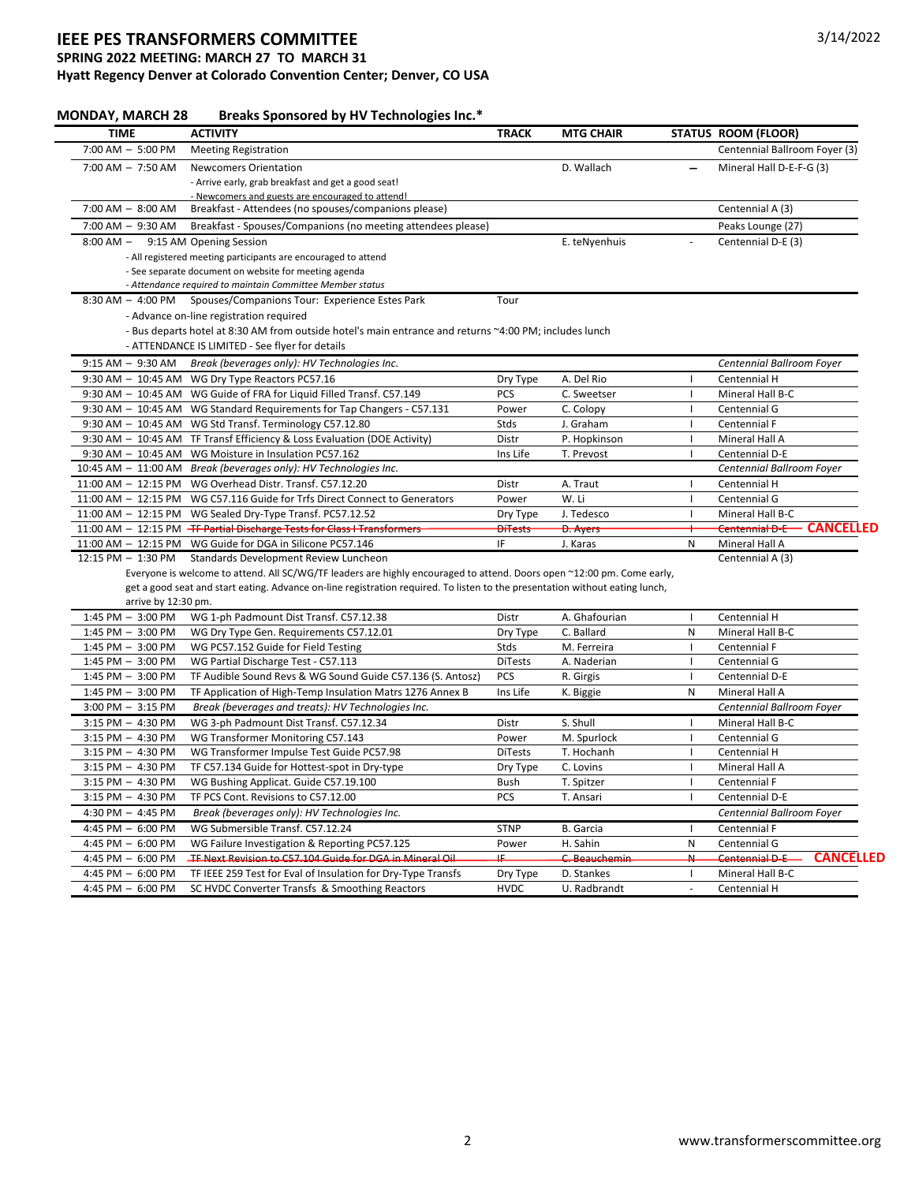# IEEE PES TRANSFORMERS COMMITTEE

**SPRING 2022 MEETING: MARCH 27 TO MARCH 31**

**Hyatt Regency Denver at Colorado Convention Center; Denver, CO USA**

## MONDAY, MARCH 28 Breaks Sponsored by HV Technologies Inc.*

| TIME | ACTIVITY | TRACK | MTG CHAIR | STATUS | ROOM (FLOOR) |
|---|---|---|---|---|---|
| 7:00 AM – 5:00 PM | Meeting Registration | | | | Centennial Ballroom Foyer (3) |
| 7:00 AM – 7:50 AM | Newcomers Orientation<br>- Arrive early, grab breakfast and get a good seat!<br>- Newcomers and guests are encouraged to attend! | | D. Wallach | – | Mineral Hall D-E-F-G (3) |
| 7:00 AM – 8:00 AM | Breakfast - Attendees (no spouses/companions please) | | | | Centennial A (3) |
| 7:00 AM – 9:30 AM | Breakfast - Spouses/Companions (no meeting attendees please) | | | | Peaks Lounge (27) |
| 8:00 AM – 9:15 AM | Opening Session<br>- All registered meeting participants are encouraged to attend<br>- See separate document on website for meeting agenda<br>- *Attendance required to maintain Committee Member status* | | E. teNyenhuis | - | Centennial D-E (3) |
| 8:30 AM – 4:00 PM | Spouses/Companions Tour: Experience Estes Park<br>- Advance on-line registration required<br>- Bus departs hotel at 8:30 AM from outside hotel's main entrance and returns ~4:00 PM; includes lunch<br>- ATTENDANCE IS LIMITED - See flyer for details | Tour | | | |
| 9:15 AM – 9:30 AM | *Break (beverages only): HV Technologies Inc.* | | | | *Centennial Ballroom Foyer* |
| 9:30 AM – 10:45 AM | WG Dry Type Reactors PC57.16 | Dry Type | A. Del Rio | I | Centennial H |
| 9:30 AM – 10:45 AM | WG Guide of FRA for Liquid Filled Transf. C57.149 | PCS | C. Sweetser | I | Mineral Hall B-C |
| 9:30 AM – 10:45 AM | WG Standard Requirements for Tap Changers - C57.131 | Power | C. Colopy | I | Centennial G |
| 9:30 AM – 10:45 AM | WG Std Transf. Terminology C57.12.80 | Stds | J. Graham | I | Centennial F |
| 9:30 AM – 10:45 AM | TF Transf Efficiency & Loss Evaluation (DOE Activity) | Distr | P. Hopkinson | I | Mineral Hall A |
| 9:30 AM – 10:45 AM | WG Moisture in Insulation PC57.162 | Ins Life | T. Prevost | I | Centennial D-E |
| 10:45 AM – 11:00 AM | *Break (beverages only): HV Technologies Inc.* | | | | *Centennial Ballroom Foyer* |
| 11:00 AM – 12:15 PM | WG Overhead Distr. Transf. C57.12.20 | Distr | A. Traut | I | Centennial H |
| 11:00 AM – 12:15 PM | WG C57.116 Guide for Trfs Direct Connect to Generators | Power | W. Li | I | Centennial G |
| 11:00 AM – 12:15 PM | WG Sealed Dry-Type Transf. PC57.12.52 | Dry Type | J. Tedesco | I | Mineral Hall B-C |
| 11:00 AM – 12:15 PM | ~~TF Partial Discharge Tests for Class I Transformers~~ | ~~DiTests~~ | ~~D. Ayers~~ | ~~I~~ | ~~Centennial D-E~~ **CANCELLED** |
| 11:00 AM – 12:15 PM | WG Guide for DGA in Silicone PC57.146 | IF | J. Karas | N | Mineral Hall A |
| 12:15 PM – 1:30 PM | Standards Development Review Luncheon<br>Everyone is welcome to attend. All SC/WG/TF leaders are highly encouraged to attend. Doors open ~12:00 pm. Come early, get a good seat and start eating. Advance on-line registration required. To listen to the presentation without eating lunch, arrive by 12:30 pm. | | | | Centennial A (3) |
| 1:45 PM – 3:00 PM | WG 1-ph Padmount Dist Transf. C57.12.38 | Distr | A. Ghafourian | I | Centennial H |
| 1:45 PM – 3:00 PM | WG Dry Type Gen. Requirements C57.12.01 | Dry Type | C. Ballard | N | Mineral Hall B-C |
| 1:45 PM – 3:00 PM | WG PC57.152 Guide for Field Testing | Stds | M. Ferreira | I | Centennial F |
| 1:45 PM – 3:00 PM | WG Partial Discharge Test - C57.113 | DiTests | A. Naderian | I | Centennial G |
| 1:45 PM – 3:00 PM | TF Audible Sound Revs & WG Sound Guide C57.136 (S. Antosz) | PCS | R. Girgis | I | Centennial D-E |
| 1:45 PM – 3:00 PM | TF Application of High-Temp Insulation Matrs 1276 Annex B | Ins Life | K. Biggie | N | Mineral Hall A |
| 3:00 PM – 3:15 PM | *Break (beverages and treats): HV Technologies Inc.* | | | | *Centennial Ballroom Foyer* |
| 3:15 PM – 4:30 PM | WG 3-ph Padmount Dist Transf. C57.12.34 | Distr | S. Shull | I | Mineral Hall B-C |
| 3:15 PM – 4:30 PM | WG Transformer Monitoring C57.143 | Power | M. Spurlock | I | Centennial G |
| 3:15 PM – 4:30 PM | WG Transformer Impulse Test Guide PC57.98 | DiTests | T. Hochanh | I | Centennial H |
| 3:15 PM – 4:30 PM | TF C57.134 Guide for Hottest-spot in Dry-type | Dry Type | C. Lovins | I | Mineral Hall A |
| 3:15 PM – 4:30 PM | WG Bushing Applicat. Guide C57.19.100 | Bush | T. Spitzer | I | Centennial F |
| 3:15 PM – 4:30 PM | TF PCS Cont. Revisions to C57.12.00 | PCS | T. Ansari | I | Centennial D-E |
| 4:30 PM – 4:45 PM | *Break (beverages only): HV Technologies Inc.* | | | | *Centennial Ballroom Foyer* |
| 4:45 PM – 6:00 PM | WG Submersible Transf. C57.12.24 | STNP | B. Garcia | I | Centennial F |
| 4:45 PM – 6:00 PM | WG Failure Investigation & Reporting PC57.125 | Power | H. Sahin | N | Centennial G |
| 4:45 PM – 6:00 PM | ~~TF Next Revision to C57.104 Guide for DGA in Mineral Oil~~ | ~~IF~~ | ~~C. Beauchemin~~ | ~~N~~ | ~~Centennial D-E~~ **CANCELLED** |
| 4:45 PM – 6:00 PM | TF IEEE 259 Test for Eval of Insulation for Dry-Type Transfs | Dry Type | D. Stankes | I | Mineral Hall B-C |
| 4:45 PM – 6:00 PM | SC HVDC Converter Transfs & Smoothing Reactors | HVDC | U. Radbrandt | - | Centennial H |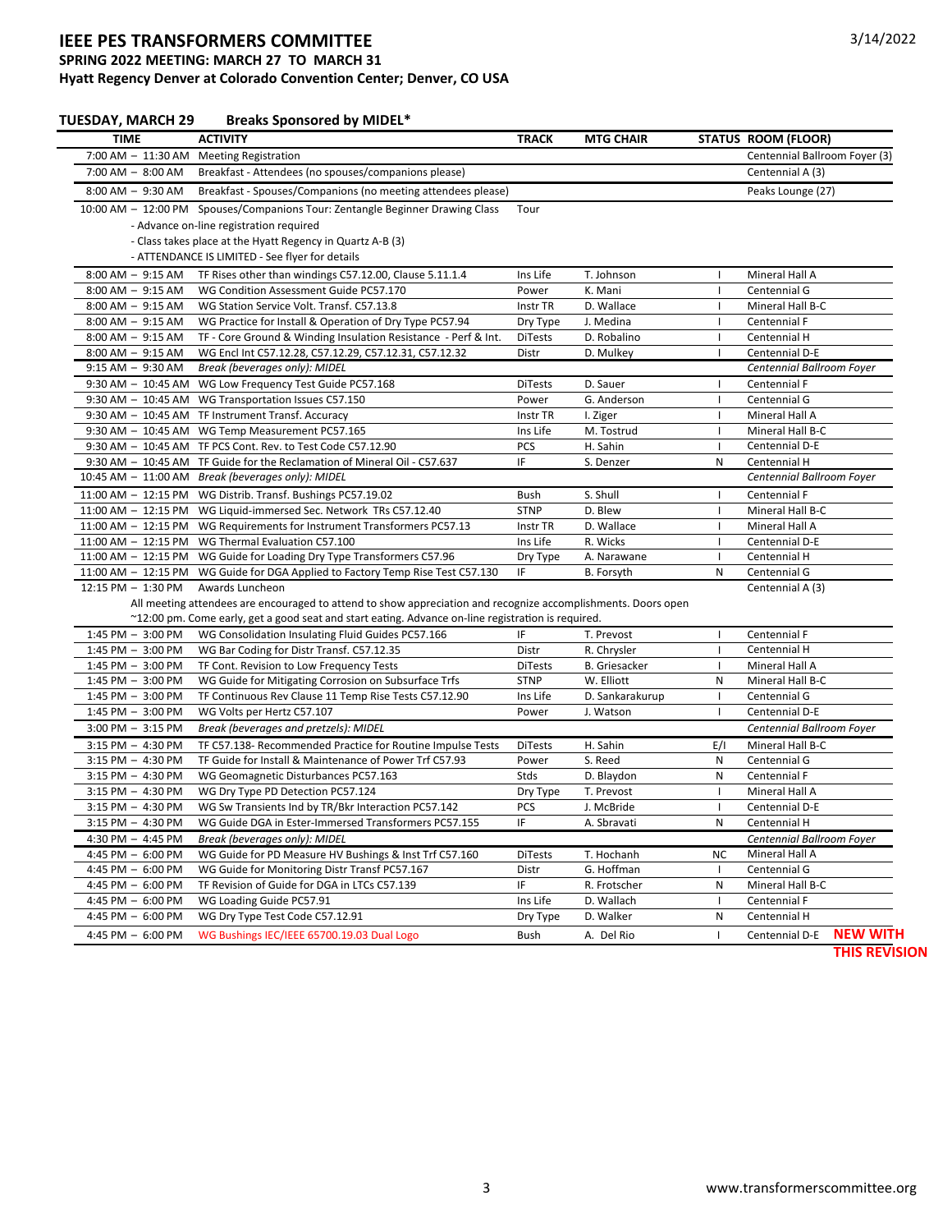# IEEE PES TRANSFORMERS COMMITTEE

**SPRING 2022 MEETING: MARCH 27 TO MARCH 31**

**Hyatt Regency Denver at Colorado Convention Center; Denver, CO USA**

3/14/2022

## TUESDAY, MARCH 29 Breaks Sponsored by MIDEL*

| TIME | ACTIVITY | TRACK | MTG CHAIR | STATUS | ROOM (FLOOR) |
|---|---|---|---|---|---|
| 7:00 AM – 11:30 AM | Meeting Registration | | | | Centennial Ballroom Foyer (3) |
| 7:00 AM – 8:00 AM | Breakfast - Attendees (no spouses/companions please) | | | | Centennial A (3) |
| 8:00 AM – 9:30 AM | Breakfast - Spouses/Companions (no meeting attendees please) | | | | Peaks Lounge (27) |
| 10:00 AM – 12:00 PM | Spouses/Companions Tour: Zentangle Beginner Drawing Class<br>- Advance on-line registration required<br>- Class takes place at the Hyatt Regency in Quartz A-B (3)<br>- ATTENDANCE IS LIMITED - See flyer for details | Tour | | | |
| 8:00 AM – 9:15 AM | TF Rises other than windings C57.12.00, Clause 5.11.1.4 | Ins Life | T. Johnson | I | Mineral Hall A |
| 8:00 AM – 9:15 AM | WG Condition Assessment Guide PC57.170 | Power | K. Mani | I | Centennial G |
| 8:00 AM – 9:15 AM | WG Station Service Volt. Transf. C57.13.8 | Instr TR | D. Wallace | I | Mineral Hall B-C |
| 8:00 AM – 9:15 AM | WG Practice for Install & Operation of Dry Type PC57.94 | Dry Type | J. Medina | I | Centennial F |
| 8:00 AM – 9:15 AM | TF - Core Ground & Winding Insulation Resistance - Perf & Int. | DiTests | D. Robalino | I | Centennial H |
| 8:00 AM – 9:15 AM | WG Encl Int C57.12.28, C57.12.29, C57.12.31, C57.12.32 | Distr | D. Mulkey | I | Centennial D-E |
| 9:15 AM – 9:30 AM | *Break (beverages only): MIDEL* | | | | *Centennial Ballroom Foyer* |
| 9:30 AM – 10:45 AM | WG Low Frequency Test Guide PC57.168 | DiTests | D. Sauer | I | Centennial F |
| 9:30 AM – 10:45 AM | WG Transportation Issues C57.150 | Power | G. Anderson | I | Centennial G |
| 9:30 AM – 10:45 AM | TF Instrument Transf. Accuracy | Instr TR | I. Ziger | I | Mineral Hall A |
| 9:30 AM – 10:45 AM | WG Temp Measurement PC57.165 | Ins Life | M. Tostrud | I | Mineral Hall B-C |
| 9:30 AM – 10:45 AM | TF PCS Cont. Rev. to Test Code C57.12.90 | PCS | H. Sahin | I | Centennial D-E |
| 9:30 AM – 10:45 AM | TF Guide for the Reclamation of Mineral Oil - C57.637 | IF | S. Denzer | N | Centennial H |
| 10:45 AM – 11:00 AM | *Break (beverages only): MIDEL* | | | | *Centennial Ballroom Foyer* |
| 11:00 AM – 12:15 PM | WG Distrib. Transf. Bushings PC57.19.02 | Bush | S. Shull | I | Centennial F |
| 11:00 AM – 12:15 PM | WG Liquid-immersed Sec. Network TRs C57.12.40 | STNP | D. Blew | I | Mineral Hall B-C |
| 11:00 AM – 12:15 PM | WG Requirements for Instrument Transformers PC57.13 | Instr TR | D. Wallace | I | Mineral Hall A |
| 11:00 AM – 12:15 PM | WG Thermal Evaluation C57.100 | Ins Life | R. Wicks | I | Centennial D-E |
| 11:00 AM – 12:15 PM | WG Guide for Loading Dry Type Transformers C57.96 | Dry Type | A. Narawane | I | Centennial H |
| 11:00 AM – 12:15 PM | WG Guide for DGA Applied to Factory Temp Rise Test C57.130 | IF | B. Forsyth | N | Centennial G |
| 12:15 PM – 1:30 PM | Awards Luncheon<br>All meeting attendees are encouraged to attend to show appreciation and recognize accomplishments. Doors open ~12:00 pm. Come early, get a good seat and start eating. Advance on-line registration is required. | | | | Centennial A (3) |
| 1:45 PM – 3:00 PM | WG Consolidation Insulating Fluid Guides PC57.166 | IF | T. Prevost | I | Centennial F |
| 1:45 PM – 3:00 PM | WG Bar Coding for Distr Transf. C57.12.35 | Distr | R. Chrysler | I | Centennial H |
| 1:45 PM – 3:00 PM | TF Cont. Revision to Low Frequency Tests | DiTests | B. Griesacker | I | Mineral Hall A |
| 1:45 PM – 3:00 PM | WG Guide for Mitigating Corrosion on Subsurface Trfs | STNP | W. Elliott | N | Mineral Hall B-C |
| 1:45 PM – 3:00 PM | TF Continuous Rev Clause 11 Temp Rise Tests C57.12.90 | Ins Life | D. Sankarakurup | I | Centennial G |
| 1:45 PM – 3:00 PM | WG Volts per Hertz C57.107 | Power | J. Watson | I | Centennial D-E |
| 3:00 PM – 3:15 PM | *Break (beverages and pretzels): MIDEL* | | | | *Centennial Ballroom Foyer* |
| 3:15 PM – 4:30 PM | TF C57.138- Recommended Practice for Routine Impulse Tests | DiTests | H. Sahin | E/I | Mineral Hall B-C |
| 3:15 PM – 4:30 PM | TF Guide for Install & Maintenance of Power Trf C57.93 | Power | S. Reed | N | Centennial G |
| 3:15 PM – 4:30 PM | WG Geomagnetic Disturbances PC57.163 | Stds | D. Blaydon | N | Centennial F |
| 3:15 PM – 4:30 PM | WG Dry Type PD Detection PC57.124 | Dry Type | T. Prevost | I | Mineral Hall A |
| 3:15 PM – 4:30 PM | WG Sw Transients Ind by TR/Bkr Interaction PC57.142 | PCS | J. McBride | I | Centennial D-E |
| 3:15 PM – 4:30 PM | WG Guide DGA in Ester-Immersed Transformers PC57.155 | IF | A. Sbravati | N | Centennial H |
| 4:30 PM – 4:45 PM | *Break (beverages only): MIDEL* | | | | *Centennial Ballroom Foyer* |
| 4:45 PM – 6:00 PM | WG Guide for PD Measure HV Bushings & Inst Trf C57.160 | DiTests | T. Hochanh | NC | Mineral Hall A |
| 4:45 PM – 6:00 PM | WG Guide for Monitoring Distr Transf PC57.167 | Distr | G. Hoffman | I | Centennial G |
| 4:45 PM – 6:00 PM | TF Revision of Guide for DGA in LTCs C57.139 | IF | R. Frotscher | N | Mineral Hall B-C |
| 4:45 PM – 6:00 PM | WG Loading Guide PC57.91 | Ins Life | D. Wallach | I | Centennial F |
| 4:45 PM – 6:00 PM | WG Dry Type Test Code C57.12.91 | Dry Type | D. Walker | N | Centennial H |
| 4:45 PM – 6:00 PM | WG Bushings IEC/IEEE 65700.19.03 Dual Logo | Bush | A. Del Rio | I | Centennial D-E **NEW WITH THIS REVISION** |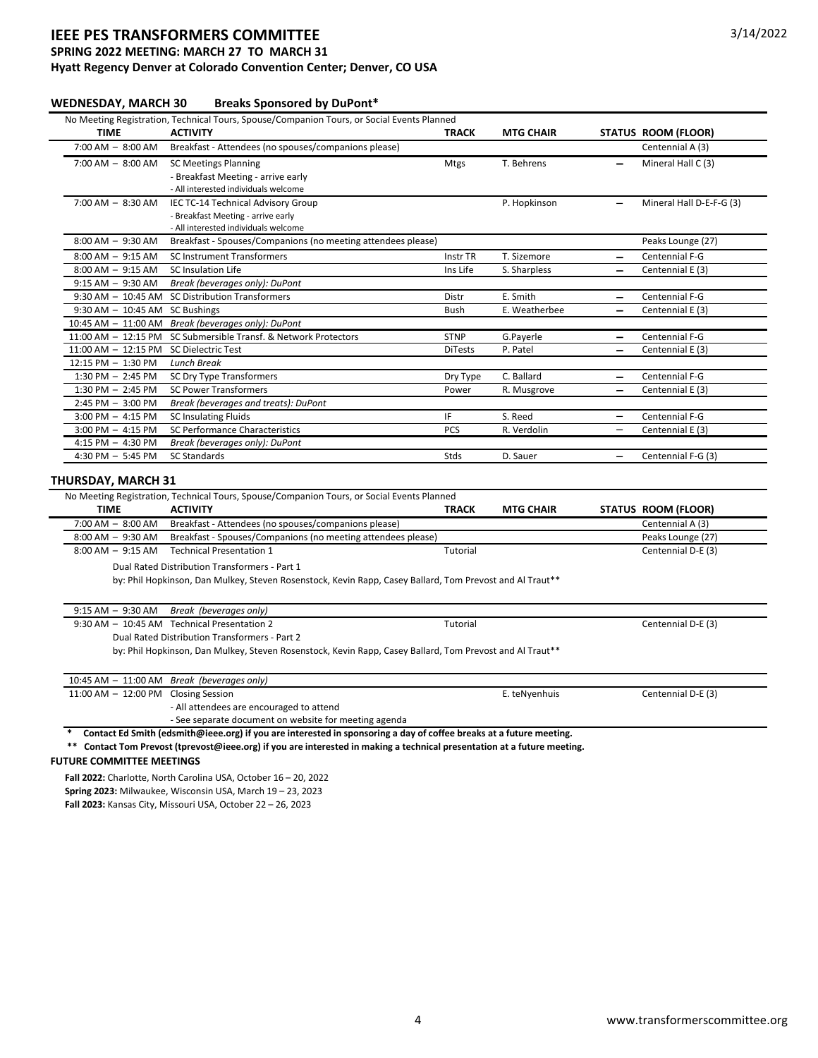# IEEE PES TRANSFORMERS COMMITTEE

**SPRING 2022 MEETING: MARCH 27 TO MARCH 31**

**Hyatt Regency Denver at Colorado Convention Center; Denver, CO USA**

3/14/2022

## WEDNESDAY, MARCH 30 — Breaks Sponsored by DuPont*

No Meeting Registration, Technical Tours, Spouse/Companion Tours, or Social Events Planned

| TIME | ACTIVITY | TRACK | MTG CHAIR | STATUS | ROOM (FLOOR) |
|---|---|---|---|---|---|
| 7:00 AM – 8:00 AM | Breakfast - Attendees (no spouses/companions please) | | | | Centennial A (3) |
| 7:00 AM – 8:00 AM | SC Meetings Planning<br>- Breakfast Meeting - arrive early<br>- All interested individuals welcome | Mtgs | T. Behrens | – | Mineral Hall C (3) |
| 7:00 AM – 8:30 AM | IEC TC-14 Technical Advisory Group<br>- Breakfast Meeting - arrive early<br>- All interested individuals welcome | | P. Hopkinson | – | Mineral Hall D-E-F-G (3) |
| 8:00 AM – 9:30 AM | Breakfast - Spouses/Companions (no meeting attendees please) | | | | Peaks Lounge (27) |
| 8:00 AM – 9:15 AM | SC Instrument Transformers | Instr TR | T. Sizemore | – | Centennial F-G |
| 8:00 AM – 9:15 AM | SC Insulation Life | Ins Life | S. Sharpless | – | Centennial E (3) |
| 9:15 AM – 9:30 AM | *Break (beverages only): DuPont* | | | | |
| 9:30 AM – 10:45 AM | SC Distribution Transformers | Distr | E. Smith | – | Centennial F-G |
| 9:30 AM – 10:45 AM | SC Bushings | Bush | E. Weatherbee | – | Centennial E (3) |
| 10:45 AM – 11:00 AM | *Break (beverages only): DuPont* | | | | |
| 11:00 AM – 12:15 PM | SC Submersible Transf. & Network Protectors | STNP | G.Payerle | – | Centennial F-G |
| 11:00 AM – 12:15 PM | SC Dielectric Test | DiTests | P. Patel | – | Centennial E (3) |
| 12:15 PM – 1:30 PM | *Lunch Break* | | | | |
| 1:30 PM – 2:45 PM | SC Dry Type Transformers | Dry Type | C. Ballard | – | Centennial F-G |
| 1:30 PM – 2:45 PM | SC Power Transformers | Power | R. Musgrove | – | Centennial E (3) |
| 2:45 PM – 3:00 PM | *Break (beverages and treats): DuPont* | | | | |
| 3:00 PM – 4:15 PM | SC Insulating Fluids | IF | S. Reed | – | Centennial F-G |
| 3:00 PM – 4:15 PM | SC Performance Characteristics | PCS | R. Verdolin | – | Centennial E (3) |
| 4:15 PM – 4:30 PM | *Break (beverages only): DuPont* | | | | |
| 4:30 PM – 5:45 PM | SC Standards | Stds | D. Sauer | – | Centennial F-G (3) |

## THURSDAY, MARCH 31

No Meeting Registration, Technical Tours, Spouse/Companion Tours, or Social Events Planned

| TIME | ACTIVITY | TRACK | MTG CHAIR | STATUS | ROOM (FLOOR) |
|---|---|---|---|---|---|
| 7:00 AM – 8:00 AM | Breakfast - Attendees (no spouses/companions please) | | | | Centennial A (3) |
| 8:00 AM – 9:30 AM | Breakfast - Spouses/Companions (no meeting attendees please) | | | | Peaks Lounge (27) |
| 8:00 AM – 9:15 AM | Technical Presentation 1<br>Dual Rated Distribution Transformers - Part 1<br>by: Phil Hopkinson, Dan Mulkey, Steven Rosenstock, Kevin Rapp, Casey Ballard, Tom Prevost and Al Traut** | Tutorial | | | Centennial D-E (3) |
| 9:15 AM – 9:30 AM | *Break (beverages only)* | | | | |
| 9:30 AM – 10:45 AM | Technical Presentation 2<br>Dual Rated Distribution Transformers - Part 2<br>by: Phil Hopkinson, Dan Mulkey, Steven Rosenstock, Kevin Rapp, Casey Ballard, Tom Prevost and Al Traut** | Tutorial | | | Centennial D-E (3) |
| 10:45 AM – 11:00 AM | *Break (beverages only)* | | | | |
| 11:00 AM – 12:00 PM | Closing Session<br>- All attendees are encouraged to attend<br>- See separate document on website for meeting agenda | | E. teNyenhuis | | Centennial D-E (3) |

**\* Contact Ed Smith (edsmith@ieee.org) if you are interested in sponsoring a day of coffee breaks at a future meeting.**

**\*\* Contact Tom Prevost (tprevost@ieee.org) if you are interested in making a technical presentation at a future meeting.**

**FUTURE COMMITTEE MEETINGS**

**Fall 2022:** Charlotte, North Carolina USA, October 16 – 20, 2022

**Spring 2023:** Milwaukee, Wisconsin USA, March 19 – 23, 2023

**Fall 2023:** Kansas City, Missouri USA, October 22 – 26, 2023

www.transformerscommittee.org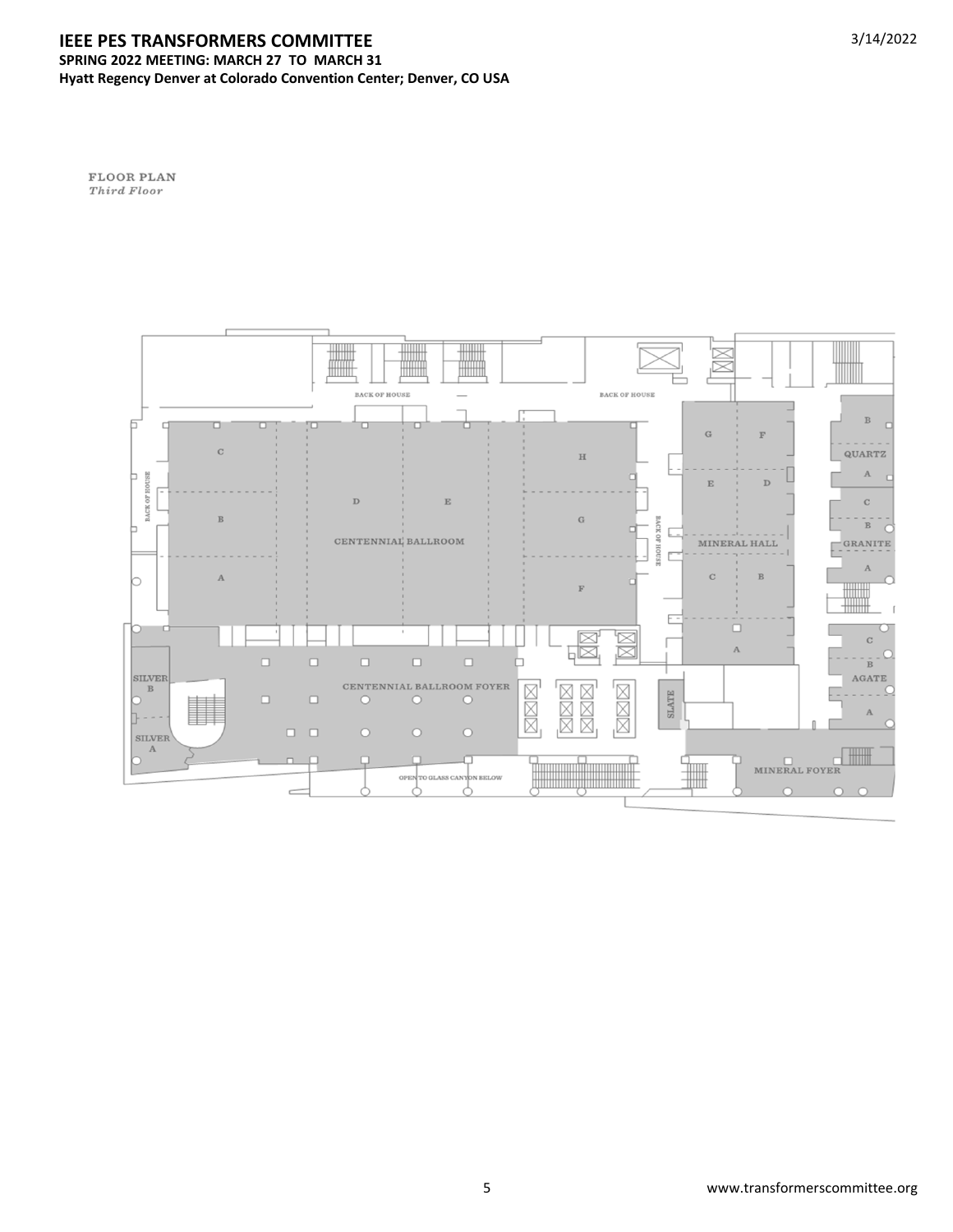**FLOOR PLAN**
*Third Floor*

BACK OF HOUSE

BACK OF HOUSE

BACK OF HOUSE

CENTENNIAL BALLROOM

C

B

A

D

E

H

G

F

BACK OF HOUSE

MINERAL HALL

G

F

E

D

C

B

A

QUARTZ

B

A

GRANITE

C

B

A

AGATE

C

B

A

SILVER B

SILVER A

CENTENNIAL BALLROOM FOYER

SLATE

MINERAL FOYER

OPEN TO GLASS CANYON BELOW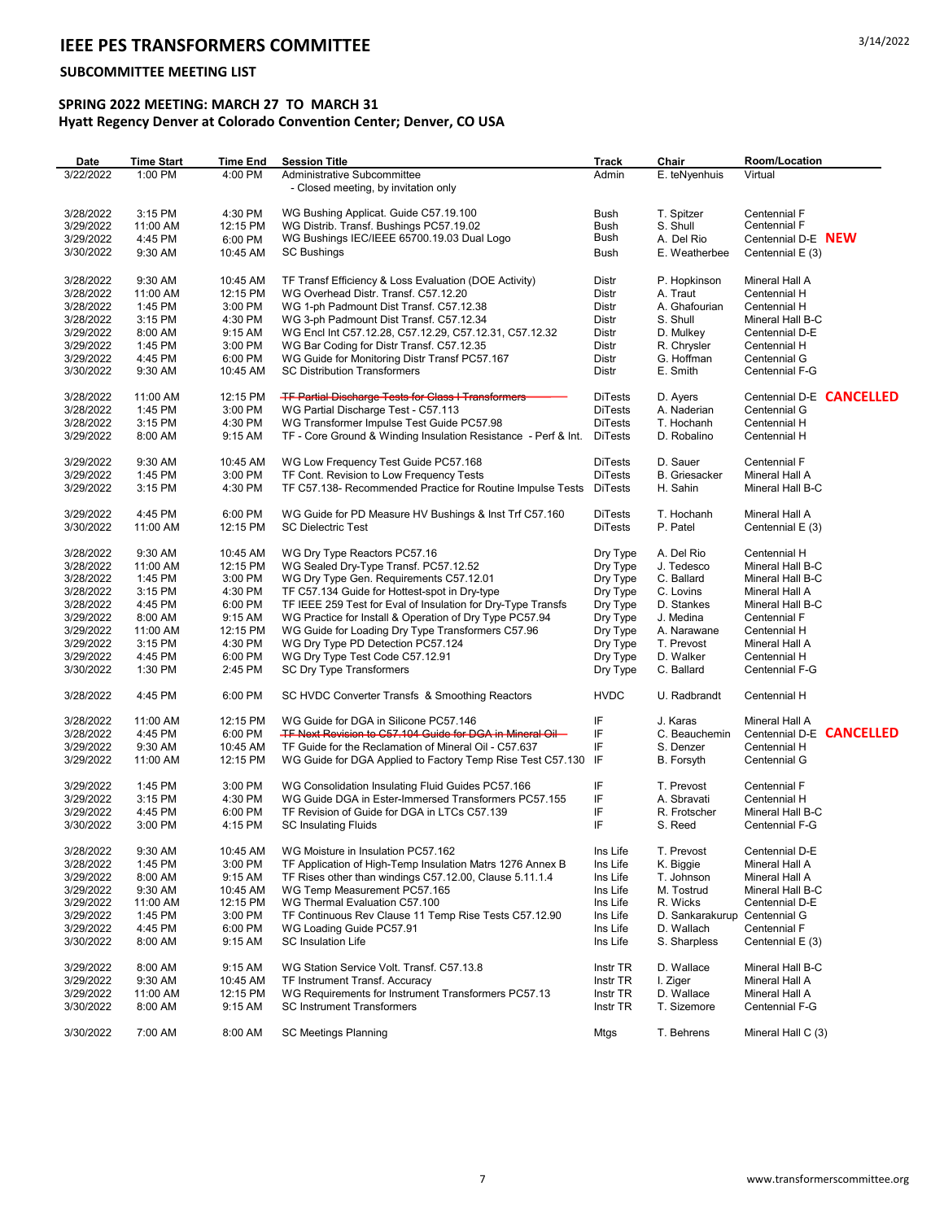# IEEE PES TRANSFORMERS COMMITTEE

3/14/2022

## SUBCOMMITTEE MEETING LIST

### SPRING 2022 MEETING: MARCH 27 TO MARCH 31
### Hyatt Regency Denver at Colorado Convention Center; Denver, CO USA

| Date | Time Start | Time End | Session Title | Track | Chair | Room/Location |
|---|---|---|---|---|---|---|
| 3/22/2022 | 1:00 PM | 4:00 PM | Administrative Subcommittee - Closed meeting, by invitation only | Admin | E. teNyenhuis | Virtual |
| | | | | | | |
| 3/28/2022 | 3:15 PM | 4:30 PM | WG Bushing Applicat. Guide C57.19.100 | Bush | T. Spitzer | Centennial F |
| 3/29/2022 | 11:00 AM | 12:15 PM | WG Distrib. Transf. Bushings PC57.19.02 | Bush | S. Shull | Centennial F |
| 3/29/2022 | 4:45 PM | 6:00 PM | WG Bushings IEC/IEEE 65700.19.03 Dual Logo | Bush | A. Del Rio | Centennial D-E **NEW** |
| 3/30/2022 | 9:30 AM | 10:45 AM | SC Bushings | Bush | E. Weatherbee | Centennial E (3) |
| | | | | | | |
| 3/28/2022 | 9:30 AM | 10:45 AM | TF Transf Efficiency & Loss Evaluation (DOE Activity) | Distr | P. Hopkinson | Mineral Hall A |
| 3/28/2022 | 11:00 AM | 12:15 PM | WG Overhead Distr. Transf. C57.12.20 | Distr | A. Traut | Centennial H |
| 3/28/2022 | 1:45 PM | 3:00 PM | WG 1-ph Padmount Dist Transf. C57.12.38 | Distr | A. Ghafourian | Centennial H |
| 3/28/2022 | 3:15 PM | 4:30 PM | WG 3-ph Padmount Dist Transf. C57.12.34 | Distr | S. Shull | Mineral Hall B-C |
| 3/29/2022 | 8:00 AM | 9:15 AM | WG Encl Int C57.12.28, C57.12.29, C57.12.31, C57.12.32 | Distr | D. Mulkey | Centennial D-E |
| 3/29/2022 | 1:45 PM | 3:00 PM | WG Bar Coding for Distr Transf. C57.12.35 | Distr | R. Chrysler | Centennial H |
| 3/29/2022 | 4:45 PM | 6:00 PM | WG Guide for Monitoring Distr Transf PC57.167 | Distr | G. Hoffman | Centennial G |
| 3/30/2022 | 9:30 AM | 10:45 AM | SC Distribution Transformers | Distr | E. Smith | Centennial F-G |
| | | | | | | |
| 3/28/2022 | 11:00 AM | 12:15 PM | ~~TF Partial Discharge Tests for Class I Transformers~~ | DiTests | D. Ayers | Centennial D-E **CANCELLED** |
| 3/28/2022 | 1:45 PM | 3:00 PM | WG Partial Discharge Test - C57.113 | DiTests | A. Naderian | Centennial G |
| 3/28/2022 | 3:15 PM | 4:30 PM | WG Transformer Impulse Test Guide PC57.98 | DiTests | T. Hochanh | Centennial H |
| 3/29/2022 | 8:00 AM | 9:15 AM | TF - Core Ground & Winding Insulation Resistance - Perf & Int. | DiTests | D. Robalino | Centennial H |
| | | | | | | |
| 3/29/2022 | 9:30 AM | 10:45 AM | WG Low Frequency Test Guide PC57.168 | DiTests | D. Sauer | Centennial F |
| 3/29/2022 | 1:45 PM | 3:00 PM | TF Cont. Revision to Low Frequency Tests | DiTests | B. Griesacker | Mineral Hall A |
| 3/29/2022 | 3:15 PM | 4:30 PM | TF C57.138- Recommended Practice for Routine Impulse Tests | DiTests | H. Sahin | Mineral Hall B-C |
| | | | | | | |
| 3/29/2022 | 4:45 PM | 6:00 PM | WG Guide for PD Measure HV Bushings & Inst Trf C57.160 | DiTests | T. Hochanh | Mineral Hall A |
| 3/30/2022 | 11:00 AM | 12:15 PM | SC Dielectric Test | DiTests | P. Patel | Centennial E (3) |
| | | | | | | |
| 3/28/2022 | 9:30 AM | 10:45 AM | WG Dry Type Reactors PC57.16 | Dry Type | A. Del Rio | Centennial H |
| 3/28/2022 | 11:00 AM | 12:15 PM | WG Sealed Dry-Type Transf. PC57.12.52 | Dry Type | J. Tedesco | Mineral Hall B-C |
| 3/28/2022 | 1:45 PM | 3:00 PM | WG Dry Type Gen. Requirements C57.12.01 | Dry Type | C. Ballard | Mineral Hall B-C |
| 3/28/2022 | 3:15 PM | 4:30 PM | TF C57.134 Guide for Hottest-spot in Dry-type | Dry Type | C. Lovins | Mineral Hall A |
| 3/28/2022 | 4:45 PM | 6:00 PM | TF IEEE 259 Test for Eval of Insulation for Dry-Type Transfs | Dry Type | D. Stankes | Mineral Hall B-C |
| 3/29/2022 | 8:00 AM | 9:15 AM | WG Practice for Install & Operation of Dry Type PC57.94 | Dry Type | J. Medina | Centennial F |
| 3/29/2022 | 11:00 AM | 12:15 PM | WG Guide for Loading Dry Type Transformers C57.96 | Dry Type | A. Narawane | Centennial H |
| 3/29/2022 | 3:15 PM | 4:30 PM | WG Dry Type PD Detection PC57.124 | Dry Type | T. Prevost | Mineral Hall A |
| 3/29/2022 | 4:45 PM | 6:00 PM | WG Dry Type Test Code C57.12.91 | Dry Type | D. Walker | Centennial H |
| 3/30/2022 | 1:30 PM | 2:45 PM | SC Dry Type Transformers | Dry Type | C. Ballard | Centennial F-G |
| | | | | | | |
| 3/28/2022 | 4:45 PM | 6:00 PM | SC HVDC Converter Transfs & Smoothing Reactors | HVDC | U. Radbrandt | Centennial H |
| | | | | | | |
| 3/28/2022 | 11:00 AM | 12:15 PM | WG Guide for DGA in Silicone PC57.146 | IF | J. Karas | Mineral Hall A |
| 3/28/2022 | 4:45 PM | 6:00 PM | ~~TF Next Revision to C57.104 Guide for DGA in Mineral Oil~~ | IF | C. Beauchemin | Centennial D-E **CANCELLED** |
| 3/29/2022 | 9:30 AM | 10:45 AM | TF Guide for the Reclamation of Mineral Oil - C57.637 | IF | S. Denzer | Centennial H |
| 3/29/2022 | 11:00 AM | 12:15 PM | WG Guide for DGA Applied to Factory Temp Rise Test C57.130 | IF | B. Forsyth | Centennial G |
| | | | | | | |
| 3/29/2022 | 1:45 PM | 3:00 PM | WG Consolidation Insulating Fluid Guides PC57.166 | IF | T. Prevost | Centennial F |
| 3/29/2022 | 3:15 PM | 4:30 PM | WG Guide DGA in Ester-Immersed Transformers PC57.155 | IF | A. Sbravati | Centennial H |
| 3/29/2022 | 4:45 PM | 6:00 PM | TF Revision of Guide for DGA in LTCs C57.139 | IF | R. Frotscher | Mineral Hall B-C |
| 3/30/2022 | 3:00 PM | 4:15 PM | SC Insulating Fluids | IF | S. Reed | Centennial F-G |
| | | | | | | |
| 3/28/2022 | 9:30 AM | 10:45 AM | WG Moisture in Insulation PC57.162 | Ins Life | T. Prevost | Centennial D-E |
| 3/28/2022 | 1:45 PM | 3:00 PM | TF Application of High-Temp Insulation Matrs 1276 Annex B | Ins Life | K. Biggie | Mineral Hall A |
| 3/29/2022 | 8:00 AM | 9:15 AM | TF Rises other than windings C57.12.00, Clause 5.11.1.4 | Ins Life | T. Johnson | Mineral Hall A |
| 3/29/2022 | 9:30 AM | 10:45 AM | WG Temp Measurement PC57.165 | Ins Life | M. Tostrud | Mineral Hall B-C |
| 3/29/2022 | 11:00 AM | 12:15 PM | WG Thermal Evaluation C57.100 | Ins Life | R. Wicks | Centennial D-E |
| 3/29/2022 | 1:45 PM | 3:00 PM | TF Continuous Rev Clause 11 Temp Rise Tests C57.12.90 | Ins Life | D. Sankarakurup | Centennial G |
| 3/29/2022 | 4:45 PM | 6:00 PM | WG Loading Guide PC57.91 | Ins Life | D. Wallach | Centennial F |
| 3/30/2022 | 8:00 AM | 9:15 AM | SC Insulation Life | Ins Life | S. Sharpless | Centennial E (3) |
| | | | | | | |
| 3/29/2022 | 8:00 AM | 9:15 AM | WG Station Service Volt. Transf. C57.13.8 | Instr TR | D. Wallace | Mineral Hall B-C |
| 3/29/2022 | 9:30 AM | 10:45 AM | TF Instrument Transf. Accuracy | Instr TR | I. Ziger | Mineral Hall A |
| 3/29/2022 | 11:00 AM | 12:15 PM | WG Requirements for Instrument Transformers PC57.13 | Instr TR | D. Wallace | Mineral Hall A |
| 3/30/2022 | 8:00 AM | 9:15 AM | SC Instrument Transformers | Instr TR | T. Sizemore | Centennial F-G |
| | | | | | | |
| 3/30/2022 | 7:00 AM | 8:00 AM | SC Meetings Planning | Mtgs | T. Behrens | Mineral Hall C (3) |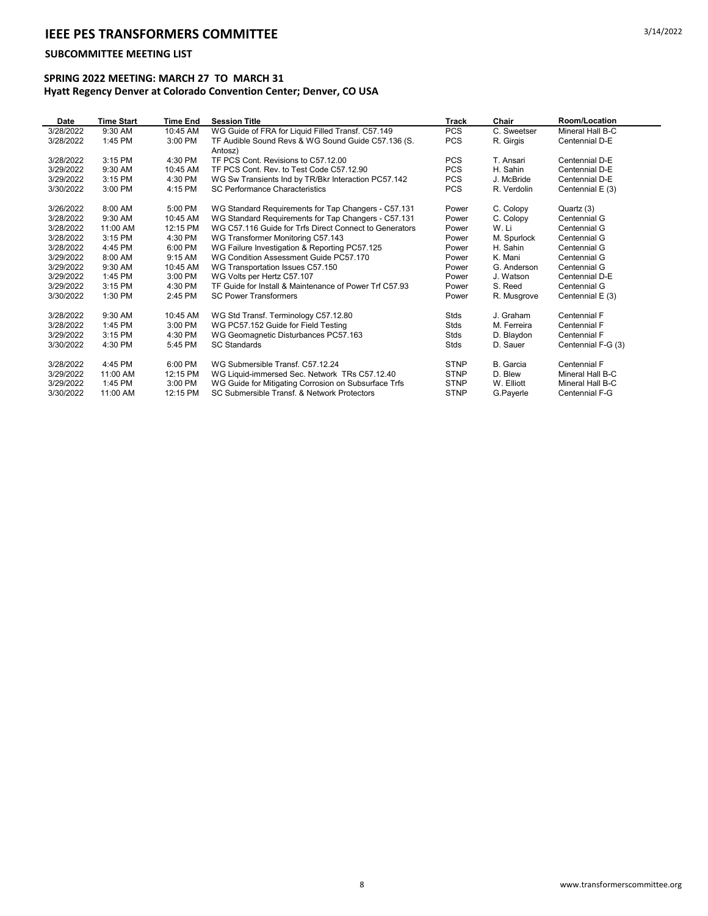# IEEE PES TRANSFORMERS COMMITTEE

## SUBCOMMITTEE MEETING LIST

### SPRING 2022 MEETING: MARCH 27 TO MARCH 31
### Hyatt Regency Denver at Colorado Convention Center; Denver, CO USA

| Date | Time Start | Time End | Session Title | Track | Chair | Room/Location |
|---|---|---|---|---|---|---|
| 3/28/2022 | 9:30 AM | 10:45 AM | WG Guide of FRA for Liquid Filled Transf. C57.149 | PCS | C. Sweetser | Mineral Hall B-C |
| 3/28/2022 | 1:45 PM | 3:00 PM | TF Audible Sound Revs & WG Sound Guide C57.136 (S. Antosz) | PCS | R. Girgis | Centennial D-E |
| 3/28/2022 | 3:15 PM | 4:30 PM | TF PCS Cont. Revisions to C57.12.00 | PCS | T. Ansari | Centennial D-E |
| 3/29/2022 | 9:30 AM | 10:45 AM | TF PCS Cont. Rev. to Test Code C57.12.90 | PCS | H. Sahin | Centennial D-E |
| 3/29/2022 | 3:15 PM | 4:30 PM | WG Sw Transients Ind by TR/Bkr Interaction PC57.142 | PCS | J. McBride | Centennial D-E |
| 3/30/2022 | 3:00 PM | 4:15 PM | SC Performance Characteristics | PCS | R. Verdolin | Centennial E (3) |
| 3/26/2022 | 8:00 AM | 5:00 PM | WG Standard Requirements for Tap Changers - C57.131 | Power | C. Colopy | Quartz (3) |
| 3/28/2022 | 9:30 AM | 10:45 AM | WG Standard Requirements for Tap Changers - C57.131 | Power | C. Colopy | Centennial G |
| 3/28/2022 | 11:00 AM | 12:15 PM | WG C57.116 Guide for Trfs Direct Connect to Generators | Power | W. Li | Centennial G |
| 3/28/2022 | 3:15 PM | 4:30 PM | WG Transformer Monitoring C57.143 | Power | M. Spurlock | Centennial G |
| 3/28/2022 | 4:45 PM | 6:00 PM | WG Failure Investigation & Reporting PC57.125 | Power | H. Sahin | Centennial G |
| 3/29/2022 | 8:00 AM | 9:15 AM | WG Condition Assessment Guide PC57.170 | Power | K. Mani | Centennial G |
| 3/29/2022 | 9:30 AM | 10:45 AM | WG Transportation Issues C57.150 | Power | G. Anderson | Centennial G |
| 3/29/2022 | 1:45 PM | 3:00 PM | WG Volts per Hertz C57.107 | Power | J. Watson | Centennial D-E |
| 3/29/2022 | 3:15 PM | 4:30 PM | TF Guide for Install & Maintenance of Power Trf C57.93 | Power | S. Reed | Centennial G |
| 3/30/2022 | 1:30 PM | 2:45 PM | SC Power Transformers | Power | R. Musgrove | Centennial E (3) |
| 3/28/2022 | 9:30 AM | 10:45 AM | WG Std Transf. Terminology C57.12.80 | Stds | J. Graham | Centennial F |
| 3/28/2022 | 1:45 PM | 3:00 PM | WG PC57.152 Guide for Field Testing | Stds | M. Ferreira | Centennial F |
| 3/29/2022 | 3:15 PM | 4:30 PM | WG Geomagnetic Disturbances PC57.163 | Stds | D. Blaydon | Centennial F |
| 3/30/2022 | 4:30 PM | 5:45 PM | SC Standards | Stds | D. Sauer | Centennial F-G (3) |
| 3/28/2022 | 4:45 PM | 6:00 PM | WG Submersible Transf. C57.12.24 | STNP | B. Garcia | Centennial F |
| 3/29/2022 | 11:00 AM | 12:15 PM | WG Liquid-immersed Sec. Network TRs C57.12.40 | STNP | D. Blew | Mineral Hall B-C |
| 3/29/2022 | 1:45 PM | 3:00 PM | WG Guide for Mitigating Corrosion on Subsurface Trfs | STNP | W. Elliott | Mineral Hall B-C |
| 3/30/2022 | 11:00 AM | 12:15 PM | SC Submersible Transf. & Network Protectors | STNP | G.Payerle | Centennial F-G |